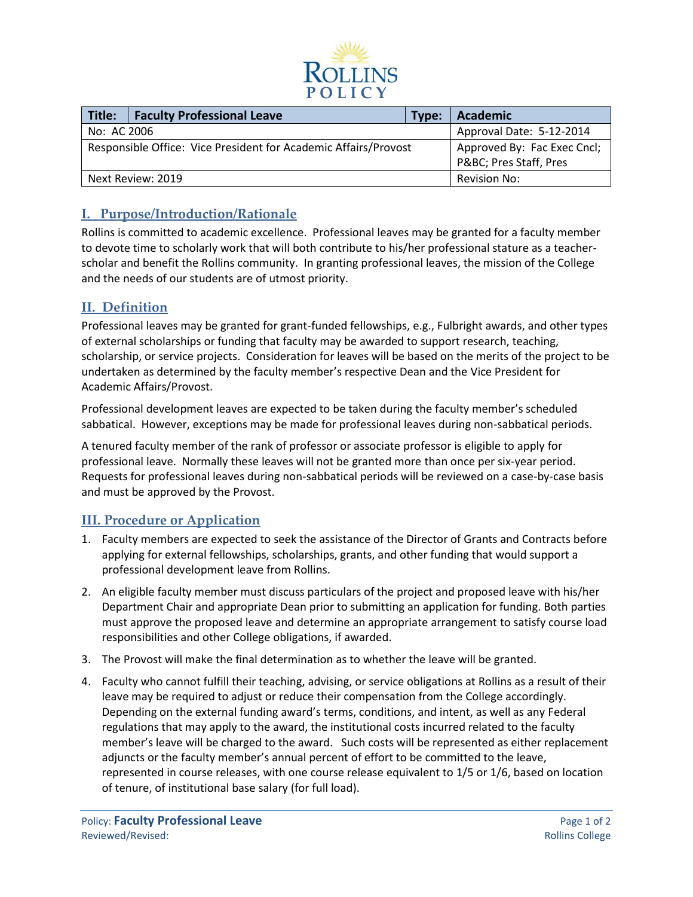ROLLINS POLICY

| Title: | Faculty Professional Leave | Type: | Academic |
|---|---|---|---|
| No: AC 2006 | | | Approval Date: 5-12-2014 |
| Responsible Office: Vice President for Academic Affairs/Provost | | | Approved By: Fac Exec Cncl; P&BC; Pres Staff, Pres |
| Next Review: 2019 | | | Revision No: |

## I. Purpose/Introduction/Rationale

Rollins is committed to academic excellence. Professional leaves may be granted for a faculty member to devote time to scholarly work that will both contribute to his/her professional stature as a teacher-scholar and benefit the Rollins community. In granting professional leaves, the mission of the College and the needs of our students are of utmost priority.

## II. Definition

Professional leaves may be granted for grant-funded fellowships, e.g., Fulbright awards, and other types of external scholarships or funding that faculty may be awarded to support research, teaching, scholarship, or service projects. Consideration for leaves will be based on the merits of the project to be undertaken as determined by the faculty member's respective Dean and the Vice President for Academic Affairs/Provost.

Professional development leaves are expected to be taken during the faculty member's scheduled sabbatical. However, exceptions may be made for professional leaves during non-sabbatical periods.

A tenured faculty member of the rank of professor or associate professor is eligible to apply for professional leave. Normally these leaves will not be granted more than once per six-year period. Requests for professional leaves during non-sabbatical periods will be reviewed on a case-by-case basis and must be approved by the Provost.

## III. Procedure or Application

1. Faculty members are expected to seek the assistance of the Director of Grants and Contracts before applying for external fellowships, scholarships, grants, and other funding that would support a professional development leave from Rollins.
2. An eligible faculty member must discuss particulars of the project and proposed leave with his/her Department Chair and appropriate Dean prior to submitting an application for funding. Both parties must approve the proposed leave and determine an appropriate arrangement to satisfy course load responsibilities and other College obligations, if awarded.
3. The Provost will make the final determination as to whether the leave will be granted.
4. Faculty who cannot fulfill their teaching, advising, or service obligations at Rollins as a result of their leave may be required to adjust or reduce their compensation from the College accordingly. Depending on the external funding award's terms, conditions, and intent, as well as any Federal regulations that may apply to the award, the institutional costs incurred related to the faculty member's leave will be charged to the award. Such costs will be represented as either replacement adjuncts or the faculty member's annual percent of effort to be committed to the leave, represented in course releases, with one course release equivalent to 1/5 or 1/6, based on location of tenure, of institutional base salary (for full load).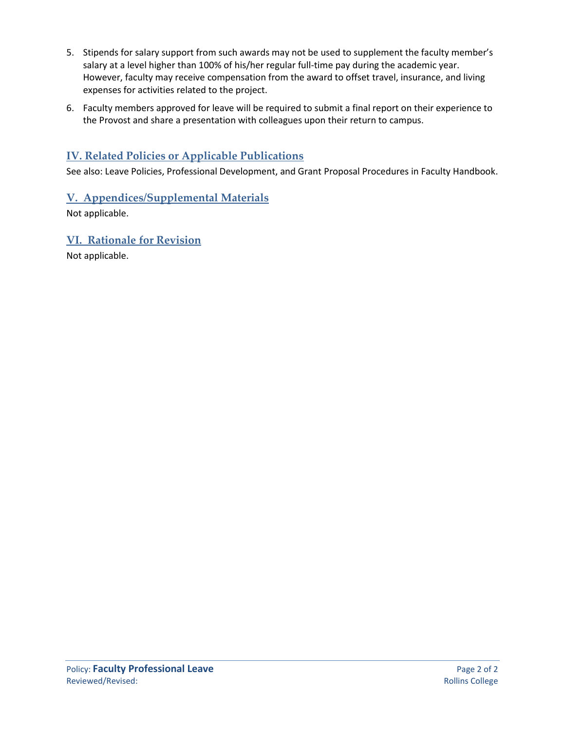5. Stipends for salary support from such awards may not be used to supplement the faculty member's salary at a level higher than 100% of his/her regular full-time pay during the academic year. However, faculty may receive compensation from the award to offset travel, insurance, and living expenses for activities related to the project.
6. Faculty members approved for leave will be required to submit a final report on their experience to the Provost and share a presentation with colleagues upon their return to campus.

## IV. Related Policies or Applicable Publications

See also: Leave Policies, Professional Development, and Grant Proposal Procedures in Faculty Handbook.

## V. Appendices/Supplemental Materials

Not applicable.

## VI. Rationale for Revision

Not applicable.